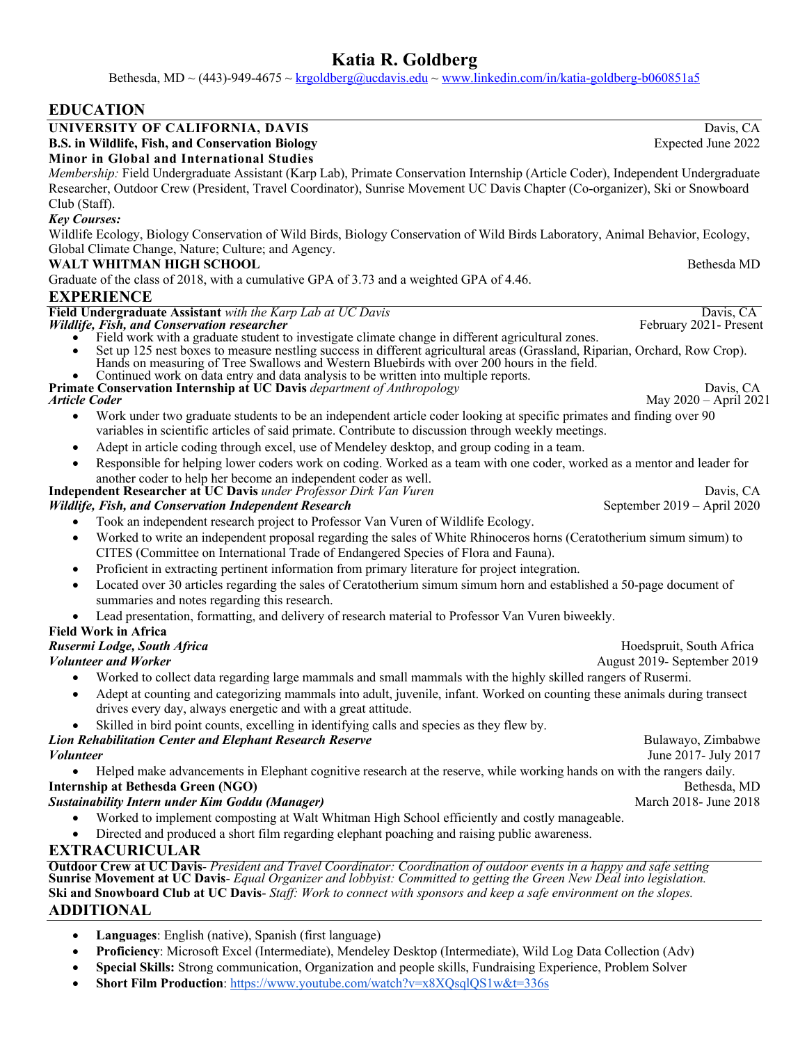# Katia R. Goldberg

Bethesda, MD ~ (443)-949-4675 ~ krgoldberg@ucdavis.edu ~ www.linkedin.com/in/katia-goldberg-b060851a5

## EDUCATION

**UNIVERSITY OF CALIFORNIA, DAVIS** — Davis, CA

**B.S. in Wildlife, Fish, and Conservation Biology** — Expected June 2022

**Minor in Global and International Studies**

*Membership:* Field Undergraduate Assistant (Karp Lab), Primate Conservation Internship (Article Coder), Independent Undergraduate Researcher, Outdoor Crew (President, Travel Coordinator), Sunrise Movement UC Davis Chapter (Co-organizer), Ski or Snowboard Club (Staff).

***Key Courses:***

Wildlife Ecology, Biology Conservation of Wild Birds, Biology Conservation of Wild Birds Laboratory, Animal Behavior, Ecology, Global Climate Change, Nature; Culture; and Agency.

**WALT WHITMAN HIGH SCHOOL** — Bethesda MD

Graduate of the class of 2018, with a cumulative GPA of 3.73 and a weighted GPA of 4.46.

## EXPERIENCE

**Field Undergraduate Assistant** *with the Karp Lab at UC Davis* — Davis, CA

***Wildlife, Fish, and Conservation researcher*** — February 2021- Present

- Field work with a graduate student to investigate climate change in different agricultural zones.
- Set up 125 nest boxes to measure nestling success in different agricultural areas (Grassland, Riparian, Orchard, Row Crop). Hands on measuring of Tree Swallows and Western Bluebirds with over 200 hours in the field.
- Continued work on data entry and data analysis to be written into multiple reports.

**Primate Conservation Internship at UC Davis** *department of Anthropology* — Davis, CA

***Article Coder*** — May 2020 – April 2021

- Work under two graduate students to be an independent article coder looking at specific primates and finding over 90 variables in scientific articles of said primate. Contribute to discussion through weekly meetings.
- Adept in article coding through excel, use of Mendeley desktop, and group coding in a team.
- Responsible for helping lower coders work on coding. Worked as a team with one coder, worked as a mentor and leader for another coder to help her become an independent coder as well.

**Independent Researcher at UC Davis** *under Professor Dirk Van Vuren* — Davis, CA

***Wildlife, Fish, and Conservation Independent Research*** — September 2019 – April 2020

- Took an independent research project to Professor Van Vuren of Wildlife Ecology.
- Worked to write an independent proposal regarding the sales of White Rhinoceros horns (Ceratotherium simum simum) to CITES (Committee on International Trade of Endangered Species of Flora and Fauna).
- Proficient in extracting pertinent information from primary literature for project integration.
- Located over 30 articles regarding the sales of Ceratotherium simum simum horn and established a 50-page document of summaries and notes regarding this research.
- Lead presentation, formatting, and delivery of research material to Professor Van Vuren biweekly.

**Field Work in Africa**

***Rusermi Lodge, South Africa*** — Hoedspruit, South Africa

***Volunteer and Worker*** — August 2019- September 2019

- Worked to collect data regarding large mammals and small mammals with the highly skilled rangers of Rusermi.
- Adept at counting and categorizing mammals into adult, juvenile, infant. Worked on counting these animals during transect drives every day, always energetic and with a great attitude.
- Skilled in bird point counts, excelling in identifying calls and species as they flew by.

***Lion Rehabilitation Center and Elephant Research Reserve*** — Bulawayo, Zimbabwe

***Volunteer*** — June 2017- July 2017

- Helped make advancements in Elephant cognitive research at the reserve, while working hands on with the rangers daily.

**Internship at Bethesda Green (NGO)** — Bethesda, MD

***Sustainability Intern under Kim Goddu (Manager)*** — March 2018- June 2018

- Worked to implement composting at Walt Whitman High School efficiently and costly manageable.
- Directed and produced a short film regarding elephant poaching and raising public awareness.

## EXTRACURICULAR

**Outdoor Crew at UC Davis**- *President and Travel Coordinator: Coordination of outdoor events in a happy and safe setting*

**Sunrise Movement at UC Davis**- *Equal Organizer and lobbyist: Committed to getting the Green New Deal into legislation.*

**Ski and Snowboard Club at UC Davis**- *Staff: Work to connect with sponsors and keep a safe environment on the slopes.*

## ADDITIONAL

- **Languages**: English (native), Spanish (first language)
- **Proficiency**: Microsoft Excel (Intermediate), Mendeley Desktop (Intermediate), Wild Log Data Collection (Adv)
- **Special Skills:** Strong communication, Organization and people skills, Fundraising Experience, Problem Solver
- **Short Film Production**: https://www.youtube.com/watch?v=x8XQsqlQS1w&t=336s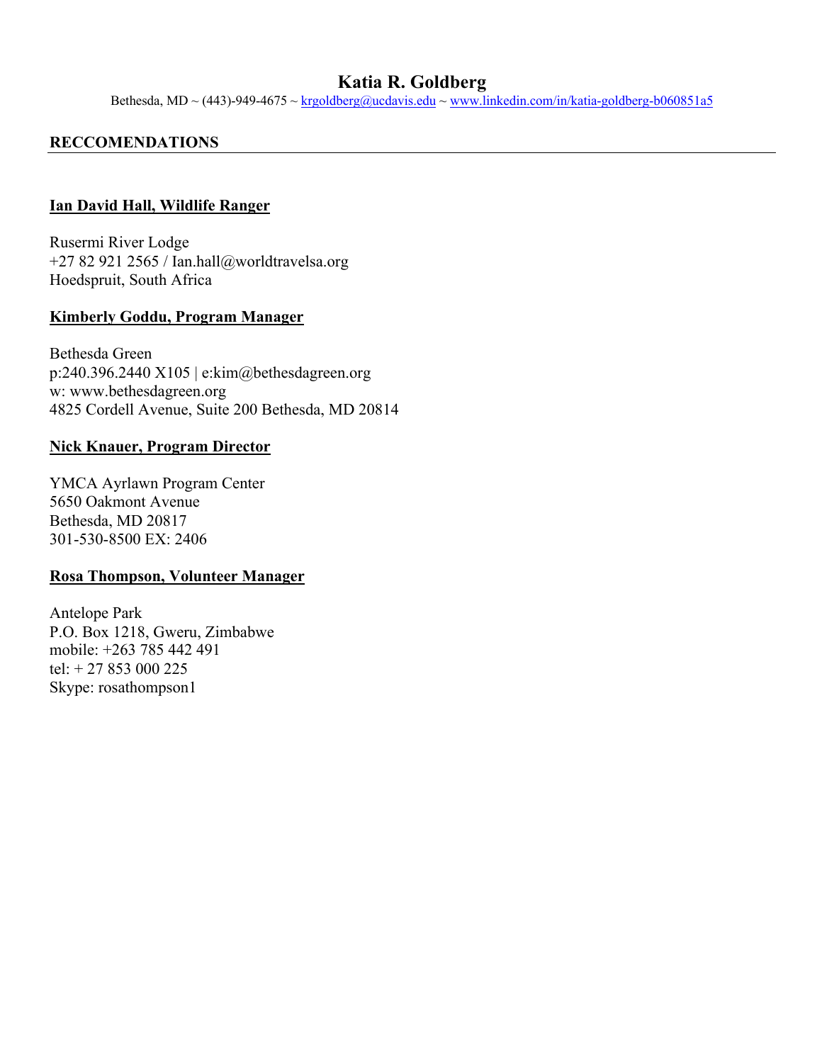# Katia R. Goldberg

Bethesda, MD ~ (443)-949-4675 ~ krgoldberg@ucdavis.edu ~ www.linkedin.com/in/katia-goldberg-b060851a5

## RECCOMENDATIONS

**Ian David Hall, Wildlife Ranger**

Rusermi River Lodge
+27 82 921 2565 / Ian.hall@worldtravelsa.org
Hoedspruit, South Africa

**Kimberly Goddu, Program Manager**

Bethesda Green
p:240.396.2440 X105 | e:kim@bethesdagreen.org
w: www.bethesdagreen.org
4825 Cordell Avenue, Suite 200 Bethesda, MD 20814

**Nick Knauer, Program Director**

YMCA Ayrlawn Program Center
5650 Oakmont Avenue
Bethesda, MD 20817
301-530-8500 EX: 2406

**Rosa Thompson, Volunteer Manager**

Antelope Park
P.O. Box 1218, Gweru, Zimbabwe
mobile: +263 785 442 491
tel: + 27 853 000 225
Skype: rosathompson1